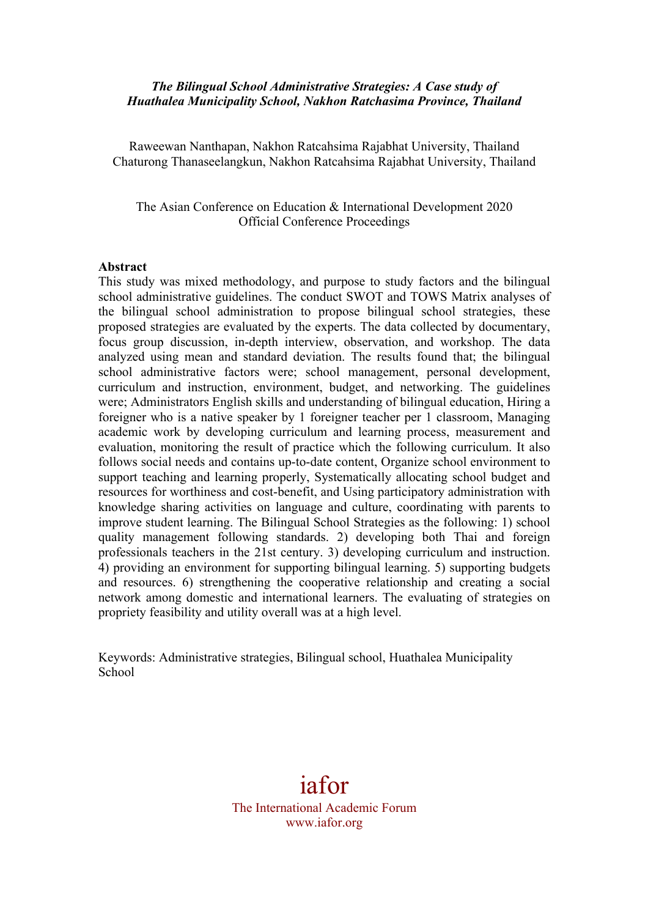***The Bilingual School Administrative Strategies: A Case study of Huathalea Municipality School, Nakhon Ratchasima Province, Thailand***

Raweewan Nanthapan, Nakhon Ratcahsima Rajabhat University, Thailand
Chaturong Thanaseelangkun, Nakhon Ratcahsima Rajabhat University, Thailand

The Asian Conference on Education & International Development 2020
Official Conference Proceedings

**Abstract**

This study was mixed methodology, and purpose to study factors and the bilingual school administrative guidelines. The conduct SWOT and TOWS Matrix analyses of the bilingual school administration to propose bilingual school strategies, these proposed strategies are evaluated by the experts. The data collected by documentary, focus group discussion, in-depth interview, observation, and workshop. The data analyzed using mean and standard deviation. The results found that; the bilingual school administrative factors were; school management, personal development, curriculum and instruction, environment, budget, and networking. The guidelines were; Administrators English skills and understanding of bilingual education, Hiring a foreigner who is a native speaker by 1 foreigner teacher per 1 classroom, Managing academic work by developing curriculum and learning process, measurement and evaluation, monitoring the result of practice which the following curriculum. It also follows social needs and contains up-to-date content, Organize school environment to support teaching and learning properly, Systematically allocating school budget and resources for worthiness and cost-benefit, and Using participatory administration with knowledge sharing activities on language and culture, coordinating with parents to improve student learning. The Bilingual School Strategies as the following: 1) school quality management following standards. 2) developing both Thai and foreign professionals teachers in the 21st century. 3) developing curriculum and instruction. 4) providing an environment for supporting bilingual learning. 5) supporting budgets and resources. 6) strengthening the cooperative relationship and creating a social network among domestic and international learners. The evaluating of strategies on propriety feasibility and utility overall was at a high level.

Keywords: Administrative strategies, Bilingual school, Huathalea Municipality School

iafor
The International Academic Forum
www.iafor.org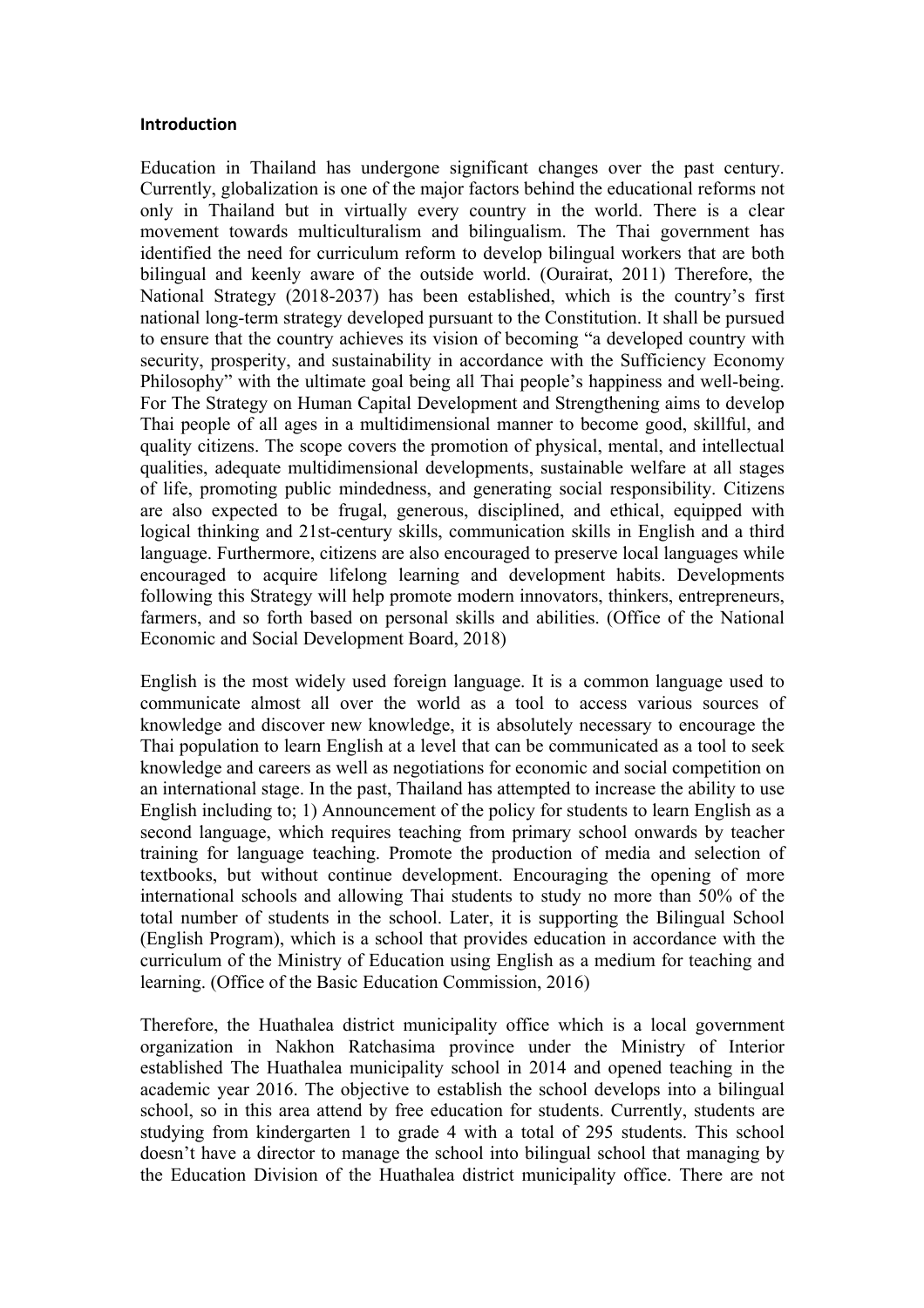**Introduction**

Education in Thailand has undergone significant changes over the past century. Currently, globalization is one of the major factors behind the educational reforms not only in Thailand but in virtually every country in the world. There is a clear movement towards multiculturalism and bilingualism. The Thai government has identified the need for curriculum reform to develop bilingual workers that are both bilingual and keenly aware of the outside world. (Ourairat, 2011) Therefore, the National Strategy (2018-2037) has been established, which is the country's first national long-term strategy developed pursuant to the Constitution. It shall be pursued to ensure that the country achieves its vision of becoming "a developed country with security, prosperity, and sustainability in accordance with the Sufficiency Economy Philosophy" with the ultimate goal being all Thai people's happiness and well-being. For The Strategy on Human Capital Development and Strengthening aims to develop Thai people of all ages in a multidimensional manner to become good, skillful, and quality citizens. The scope covers the promotion of physical, mental, and intellectual qualities, adequate multidimensional developments, sustainable welfare at all stages of life, promoting public mindedness, and generating social responsibility. Citizens are also expected to be frugal, generous, disciplined, and ethical, equipped with logical thinking and 21st-century skills, communication skills in English and a third language. Furthermore, citizens are also encouraged to preserve local languages while encouraged to acquire lifelong learning and development habits. Developments following this Strategy will help promote modern innovators, thinkers, entrepreneurs, farmers, and so forth based on personal skills and abilities. (Office of the National Economic and Social Development Board, 2018)

English is the most widely used foreign language. It is a common language used to communicate almost all over the world as a tool to access various sources of knowledge and discover new knowledge, it is absolutely necessary to encourage the Thai population to learn English at a level that can be communicated as a tool to seek knowledge and careers as well as negotiations for economic and social competition on an international stage. In the past, Thailand has attempted to increase the ability to use English including to; 1) Announcement of the policy for students to learn English as a second language, which requires teaching from primary school onwards by teacher training for language teaching. Promote the production of media and selection of textbooks, but without continue development. Encouraging the opening of more international schools and allowing Thai students to study no more than 50% of the total number of students in the school. Later, it is supporting the Bilingual School (English Program), which is a school that provides education in accordance with the curriculum of the Ministry of Education using English as a medium for teaching and learning. (Office of the Basic Education Commission, 2016)

Therefore, the Huathalea district municipality office which is a local government organization in Nakhon Ratchasima province under the Ministry of Interior established The Huathalea municipality school in 2014 and opened teaching in the academic year 2016. The objective to establish the school develops into a bilingual school, so in this area attend by free education for students. Currently, students are studying from kindergarten 1 to grade 4 with a total of 295 students. This school doesn't have a director to manage the school into bilingual school that managing by the Education Division of the Huathalea district municipality office. There are not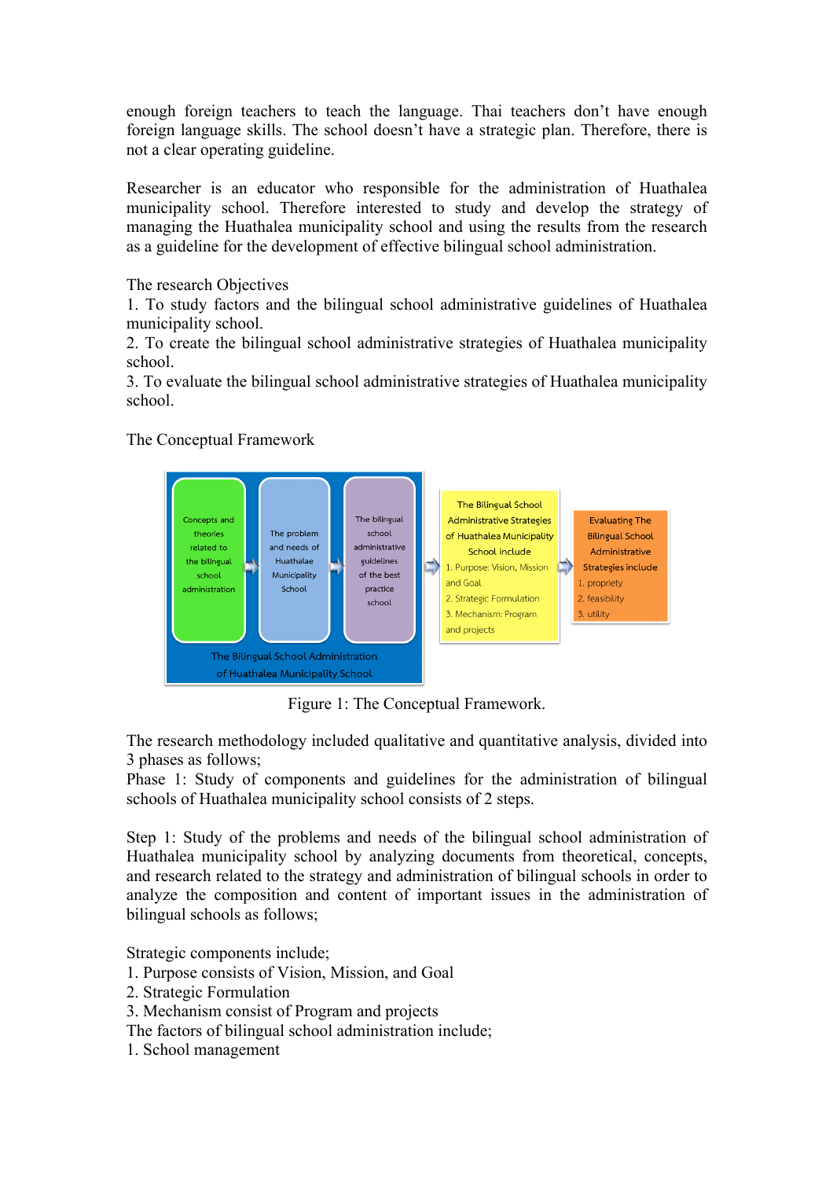enough foreign teachers to teach the language. Thai teachers don't have enough foreign language skills. The school doesn't have a strategic plan. Therefore, there is not a clear operating guideline.

Researcher is an educator who responsible for the administration of Huathalea municipality school. Therefore interested to study and develop the strategy of managing the Huathalea municipality school and using the results from the research as a guideline for the development of effective bilingual school administration.

The research Objectives

1. To study factors and the bilingual school administrative guidelines of Huathalea municipality school.
2. To create the bilingual school administrative strategies of Huathalea municipality school.
3. To evaluate the bilingual school administrative strategies of Huathalea municipality school.

The Conceptual Framework

Concepts and theories related to the bilingual school administration → The problem and needs of Huathalae Municipality School → The bilingual school administrative guidelines of the best practice school

The Bilingual School Administration of Huathalea Municipality School

→ The Bilingual School Administrative Strategies of Huathalea Municipality School include
1. Purpose: Vision, Mission and Goal
2. Strategic Formulation
3. Mechanism: Program and projects

→ Evaluating The Bilingual School Administrative Strategies include
1. propriety
2. feasibility
3. utility

Figure 1: The Conceptual Framework.

The research methodology included qualitative and quantitative analysis, divided into 3 phases as follows;

Phase 1: Study of components and guidelines for the administration of bilingual schools of Huathalea municipality school consists of 2 steps.

Step 1: Study of the problems and needs of the bilingual school administration of Huathalea municipality school by analyzing documents from theoretical, concepts, and research related to the strategy and administration of bilingual schools in order to analyze the composition and content of important issues in the administration of bilingual schools as follows;

Strategic components include;
1. Purpose consists of Vision, Mission, and Goal
2. Strategic Formulation
3. Mechanism consist of Program and projects

The factors of bilingual school administration include;
1. School management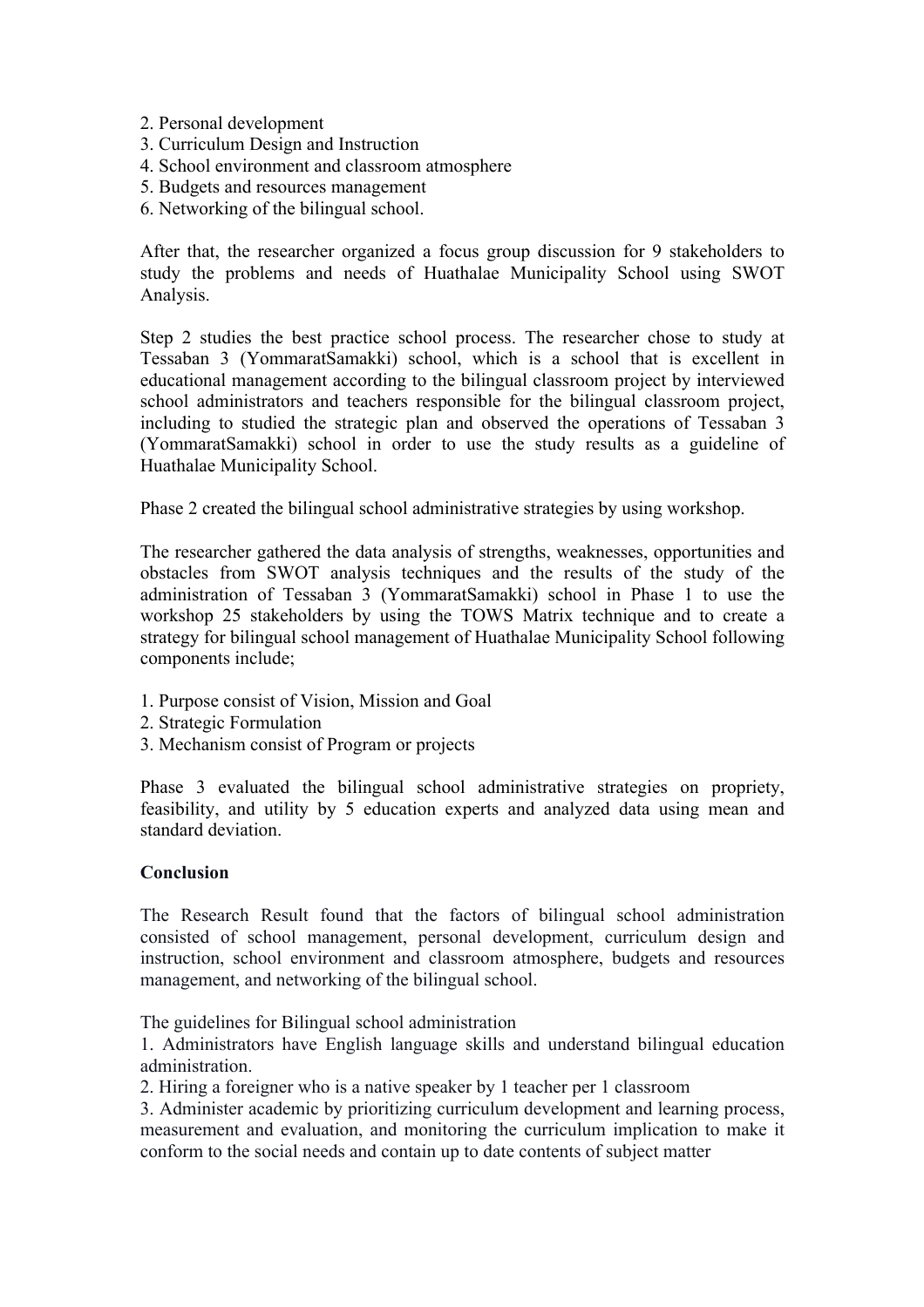2. Personal development
3. Curriculum Design and Instruction
4. School environment and classroom atmosphere
5. Budgets and resources management
6. Networking of the bilingual school.

After that, the researcher organized a focus group discussion for 9 stakeholders to study the problems and needs of Huathalae Municipality School using SWOT Analysis.

Step 2 studies the best practice school process. The researcher chose to study at Tessaban 3 (YommaratSamakki) school, which is a school that is excellent in educational management according to the bilingual classroom project by interviewed school administrators and teachers responsible for the bilingual classroom project, including to studied the strategic plan and observed the operations of Tessaban 3 (YommaratSamakki) school in order to use the study results as a guideline of Huathalae Municipality School.

Phase 2 created the bilingual school administrative strategies by using workshop.

The researcher gathered the data analysis of strengths, weaknesses, opportunities and obstacles from SWOT analysis techniques and the results of the study of the administration of Tessaban 3 (YommaratSamakki) school in Phase 1 to use the workshop 25 stakeholders by using the TOWS Matrix technique and to create a strategy for bilingual school management of Huathalae Municipality School following components include;

1. Purpose consist of Vision, Mission and Goal
2. Strategic Formulation
3. Mechanism consist of Program or projects

Phase 3 evaluated the bilingual school administrative strategies on propriety, feasibility, and utility by 5 education experts and analyzed data using mean and standard deviation.

**Conclusion**

The Research Result found that the factors of bilingual school administration consisted of school management, personal development, curriculum design and instruction, school environment and classroom atmosphere, budgets and resources management, and networking of the bilingual school.

The guidelines for Bilingual school administration
1. Administrators have English language skills and understand bilingual education administration.
2. Hiring a foreigner who is a native speaker by 1 teacher per 1 classroom
3. Administer academic by prioritizing curriculum development and learning process, measurement and evaluation, and monitoring the curriculum implication to make it conform to the social needs and contain up to date contents of subject matter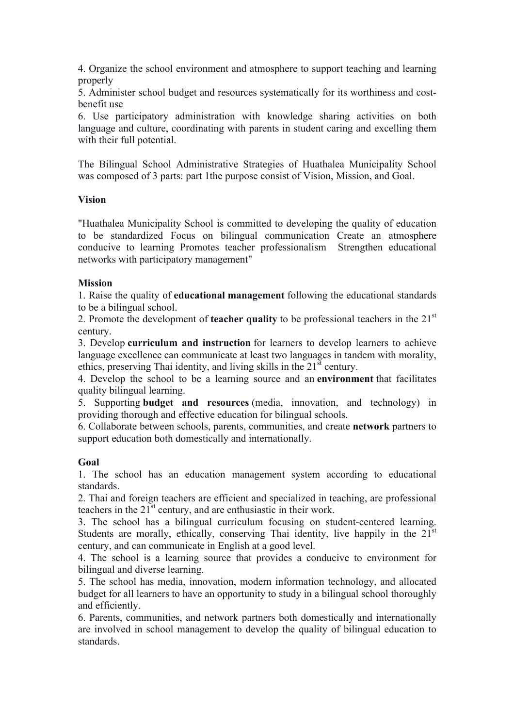4. Organize the school environment and atmosphere to support teaching and learning properly
5. Administer school budget and resources systematically for its worthiness and cost-benefit use
6. Use participatory administration with knowledge sharing activities on both language and culture, coordinating with parents in student caring and excelling them with their full potential.

The Bilingual School Administrative Strategies of Huathalea Municipality School was composed of 3 parts: part 1the purpose consist of Vision, Mission, and Goal.

**Vision**

"Huathalea Municipality School is committed to developing the quality of education to be standardized Focus on bilingual communication Create an atmosphere conducive to learning Promotes teacher professionalism Strengthen educational networks with participatory management"

**Mission**

1. Raise the quality of **educational management** following the educational standards to be a bilingual school.
2. Promote the development of **teacher quality** to be professional teachers in the 21st century.
3. Develop **curriculum and instruction** for learners to develop learners to achieve language excellence can communicate at least two languages in tandem with morality, ethics, preserving Thai identity, and living skills in the 21st century.
4. Develop the school to be a learning source and an **environment** that facilitates quality bilingual learning.
5. Supporting **budget and resources** (media, innovation, and technology) in providing thorough and effective education for bilingual schools.
6. Collaborate between schools, parents, communities, and create **network** partners to support education both domestically and internationally.

**Goal**

1. The school has an education management system according to educational standards.
2. Thai and foreign teachers are efficient and specialized in teaching, are professional teachers in the 21st century, and are enthusiastic in their work.
3. The school has a bilingual curriculum focusing on student-centered learning. Students are morally, ethically, conserving Thai identity, live happily in the 21st century, and can communicate in English at a good level.
4. The school is a learning source that provides a conducive to environment for bilingual and diverse learning.
5. The school has media, innovation, modern information technology, and allocated budget for all learners to have an opportunity to study in a bilingual school thoroughly and efficiently.
6. Parents, communities, and network partners both domestically and internationally are involved in school management to develop the quality of bilingual education to standards.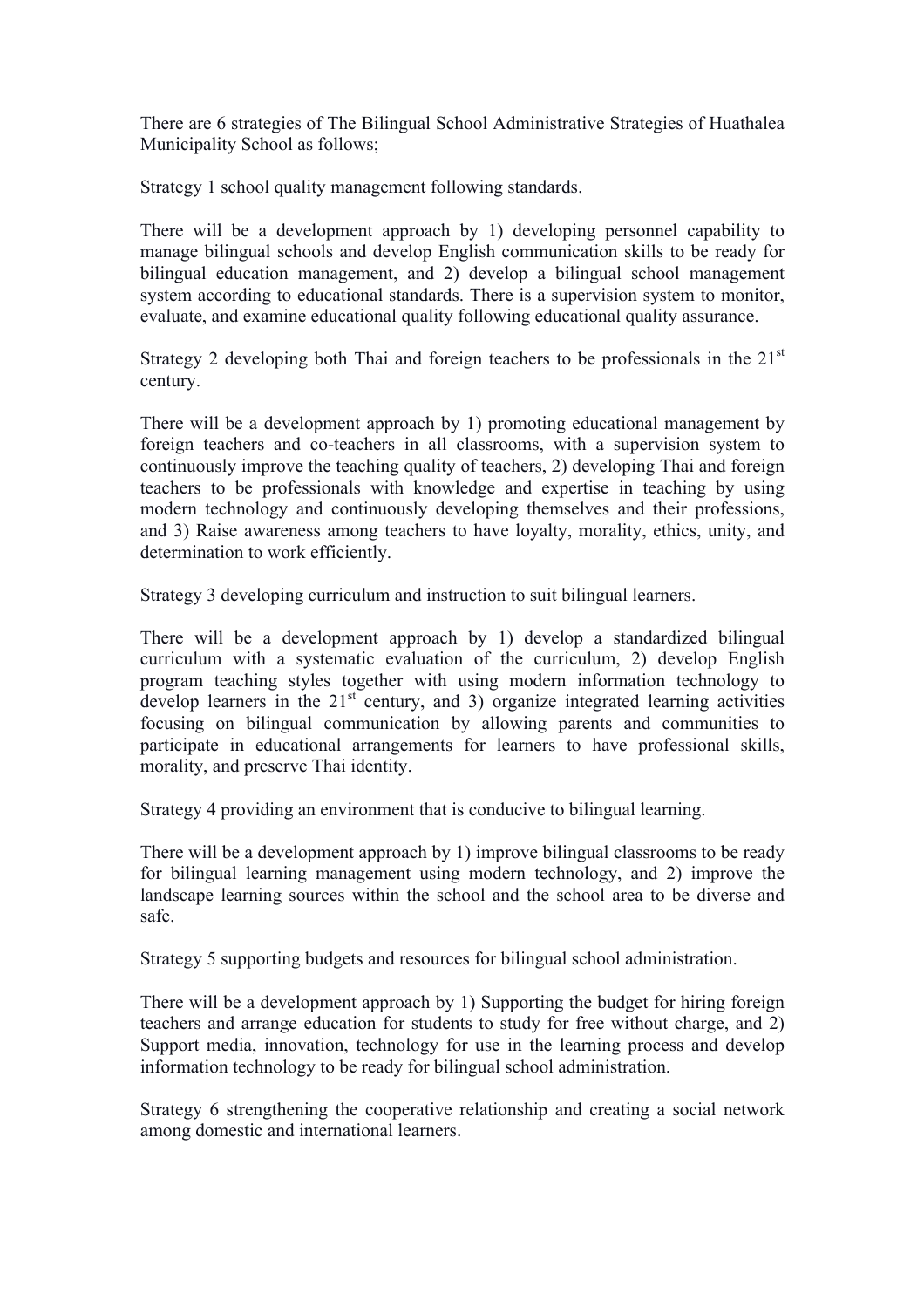There are 6 strategies of The Bilingual School Administrative Strategies of Huathalea Municipality School as follows;

Strategy 1 school quality management following standards.

There will be a development approach by 1) developing personnel capability to manage bilingual schools and develop English communication skills to be ready for bilingual education management, and 2) develop a bilingual school management system according to educational standards. There is a supervision system to monitor, evaluate, and examine educational quality following educational quality assurance.

Strategy 2 developing both Thai and foreign teachers to be professionals in the 21$^{st}$ century.

There will be a development approach by 1) promoting educational management by foreign teachers and co-teachers in all classrooms, with a supervision system to continuously improve the teaching quality of teachers, 2) developing Thai and foreign teachers to be professionals with knowledge and expertise in teaching by using modern technology and continuously developing themselves and their professions, and 3) Raise awareness among teachers to have loyalty, morality, ethics, unity, and determination to work efficiently.

Strategy 3 developing curriculum and instruction to suit bilingual learners.

There will be a development approach by 1) develop a standardized bilingual curriculum with a systematic evaluation of the curriculum, 2) develop English program teaching styles together with using modern information technology to develop learners in the 21$^{st}$ century, and 3) organize integrated learning activities focusing on bilingual communication by allowing parents and communities to participate in educational arrangements for learners to have professional skills, morality, and preserve Thai identity.

Strategy 4 providing an environment that is conducive to bilingual learning.

There will be a development approach by 1) improve bilingual classrooms to be ready for bilingual learning management using modern technology, and 2) improve the landscape learning sources within the school and the school area to be diverse and safe.

Strategy 5 supporting budgets and resources for bilingual school administration.

There will be a development approach by 1) Supporting the budget for hiring foreign teachers and arrange education for students to study for free without charge, and 2) Support media, innovation, technology for use in the learning process and develop information technology to be ready for bilingual school administration.

Strategy 6 strengthening the cooperative relationship and creating a social network among domestic and international learners.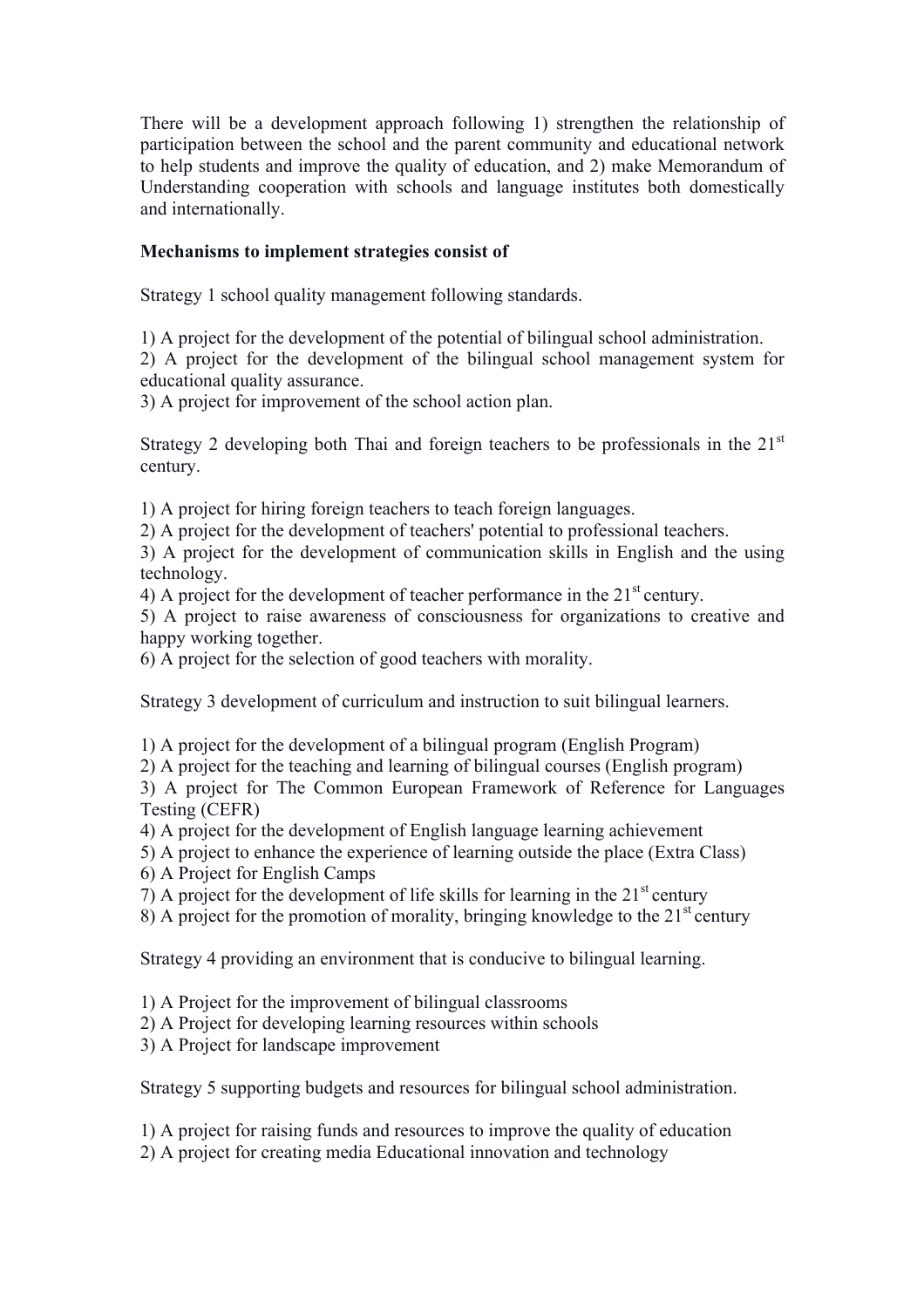There will be a development approach following 1) strengthen the relationship of participation between the school and the parent community and educational network to help students and improve the quality of education, and 2) make Memorandum of Understanding cooperation with schools and language institutes both domestically and internationally.

**Mechanisms to implement strategies consist of**

Strategy 1 school quality management following standards.

1) A project for the development of the potential of bilingual school administration.
2) A project for the development of the bilingual school management system for educational quality assurance.
3) A project for improvement of the school action plan.

Strategy 2 developing both Thai and foreign teachers to be professionals in the 21st century.

1) A project for hiring foreign teachers to teach foreign languages.
2) A project for the development of teachers' potential to professional teachers.
3) A project for the development of communication skills in English and the using technology.
4) A project for the development of teacher performance in the 21st century.
5) A project to raise awareness of consciousness for organizations to creative and happy working together.
6) A project for the selection of good teachers with morality.

Strategy 3 development of curriculum and instruction to suit bilingual learners.

1) A project for the development of a bilingual program (English Program)
2) A project for the teaching and learning of bilingual courses (English program)
3) A project for The Common European Framework of Reference for Languages Testing (CEFR)
4) A project for the development of English language learning achievement
5) A project to enhance the experience of learning outside the place (Extra Class)
6) A Project for English Camps
7) A project for the development of life skills for learning in the 21st century
8) A project for the promotion of morality, bringing knowledge to the 21st century

Strategy 4 providing an environment that is conducive to bilingual learning.

1) A Project for the improvement of bilingual classrooms
2) A Project for developing learning resources within schools
3) A Project for landscape improvement

Strategy 5 supporting budgets and resources for bilingual school administration.

1) A project for raising funds and resources to improve the quality of education
2) A project for creating media Educational innovation and technology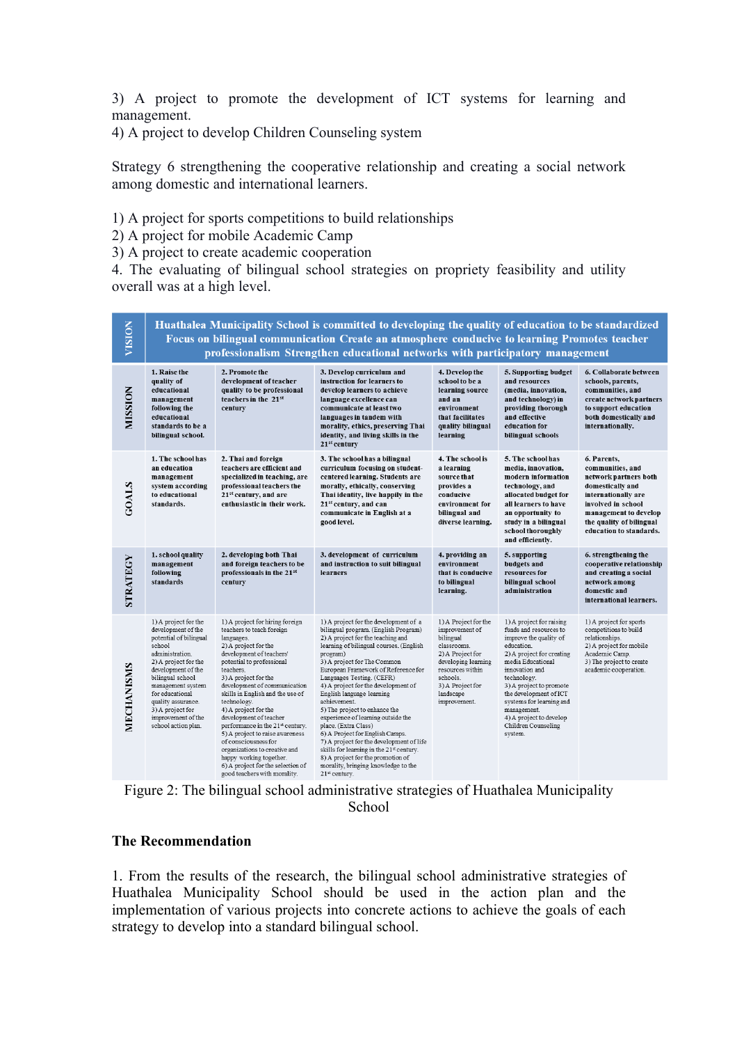3) A project to promote the development of ICT systems for learning and management.
4) A project to develop Children Counseling system

Strategy 6 strengthening the cooperative relationship and creating a social network among domestic and international learners.

1) A project for sports competitions to build relationships
2) A project for mobile Academic Camp
3) A project to create academic cooperation
4. The evaluating of bilingual school strategies on propriety feasibility and utility overall was at a high level.

| VISION | Huathalea Municipality School is committed to developing the quality of education to be standardized Focus on bilingual communication Create an atmosphere conducive to learning Promotes teacher professionalism Strengthen educational networks with participatory management | | | | | |
|---|---|---|---|---|---|---|
| MISSION | 1. Raise the quality of educational management following the educational standards to be a bilingual school. | 2. Promote the development of teacher quality to be professional teachers in the 21st century | 3. Develop curriculum and instruction for learners to develop learners to achieve language excellence can communicate at least two languages in tandem with morality, ethics, preserving Thai identity, and living skills in the 21st century | 4. Develop the school to be a learning source and an environment that facilitates quality bilingual learning | 5. Supporting budget and resources (media, innovation, and technology) in providing thorough and effective education for bilingual schools | 6. Collaborate between schools, parents, communities, and create network partners to support education both domestically and internationally. |
| GOALS | 1. The school has an education management system according to educational standards. | 2. Thai and foreign teachers are efficient and specialized in teaching, are professional teachers the 21st century, and are enthusiastic in their work. | 3. The school has a bilingual curriculum focusing on student-centered learning. Students are morally, ethically, conserving Thai identity, live happily in the 21st century, and can communicate in English at a good level. | 4. The school is a learning source that provides a conducive environment for bilingual and diverse learning. | 5. The school has media, innovation, modern information technology, and allocated budget for all learners to have an opportunity to study in a bilingual school thoroughly and efficiently. | 6. Parents, communities, and network partners both domestically and internationally are involved in school management to develop the quality of bilingual education to standards. |
| STRATEGY | 1. school quality management following standards | 2. developing both Thai and foreign teachers to be professionals in the 21st century | 3. development of curriculum and instruction to suit bilingual learners | 4. providing an environment that is conducive to bilingual learning. | 5. supporting budgets and resources for bilingual school administration | 6. strengthening the cooperative relationship and creating a social network among domestic and international learners. |
| MECHANISMS | 1) A project for the development of the potential of bilingual school administration.<br>2) A project for the development of the bilingual school management system for educational quality assurance.<br>3) A project for improvement of the school action plan. | 1) A project for hiring foreign teachers to teach foreign languages.<br>2) A project for the development of teachers' potential to professional teachers.<br>3) A project for the development of communication skills in English and the use of technology.<br>4) A project for the development of teacher performance in the 21st century.<br>5) A project to raise awareness of consciousness for organizations to creative and happy working together.<br>6) A project for the selection of good teachers with morality. | 1) A project for the development of a bilingual program. (English Program)<br>2) A project for the teaching and learning of bilingual courses. (English program)<br>3) A project for The Common European Framework of Reference for Languages Testing. (CEFR)<br>4) A project for the development of English language learning achievement.<br>5) The project to enhance the experience of learning outside the place. (Extra Class)<br>6) A Project for English Camps.<br>7) A project for the development of life skills for learning in the 21st century.<br>8) A project for the promotion of morality, bringing knowledge to the 21st century. | 1) A Project for the improvement of bilingual classrooms.<br>2) A Project for developing learning resources within schools.<br>3) A Project for landscape improvement. | 1) A project for raising funds and resources to improve the quality of education.<br>2) A project for creating media Educational innovation and technology.<br>3) A project to promote the development of ICT systems for learning and management.<br>4) A project to develop Children Counseling system. | 1) A project for sports competitions to build relationships.<br>2) A project for mobile Academic Camp.<br>3) The project to create academic cooperation. |

Figure 2: The bilingual school administrative strategies of Huathalea Municipality School

## The Recommendation

1. From the results of the research, the bilingual school administrative strategies of Huathalea Municipality School should be used in the action plan and the implementation of various projects into concrete actions to achieve the goals of each strategy to develop into a standard bilingual school.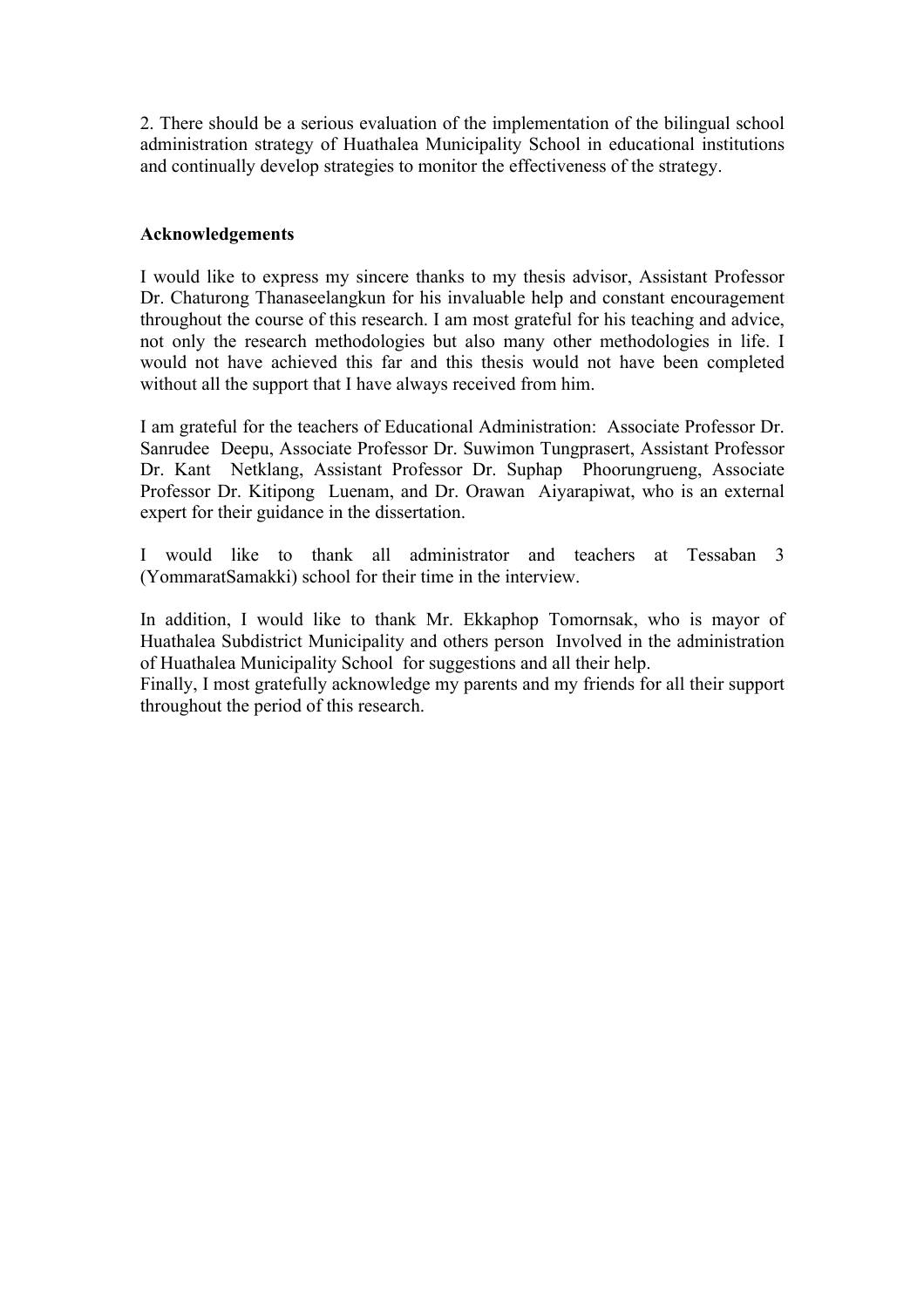2. There should be a serious evaluation of the implementation of the bilingual school administration strategy of Huathalea Municipality School in educational institutions and continually develop strategies to monitor the effectiveness of the strategy.

**Acknowledgements**

I would like to express my sincere thanks to my thesis advisor, Assistant Professor Dr. Chaturong Thanaseelangkun for his invaluable help and constant encouragement throughout the course of this research. I am most grateful for his teaching and advice, not only the research methodologies but also many other methodologies in life. I would not have achieved this far and this thesis would not have been completed without all the support that I have always received from him.

I am grateful for the teachers of Educational Administration: Associate Professor Dr. Sanrudee Deepu, Associate Professor Dr. Suwimon Tungprasert, Assistant Professor Dr. Kant Netklang, Assistant Professor Dr. Suphap Phoorungrueng, Associate Professor Dr. Kitipong Luenam, and Dr. Orawan Aiyarapiwat, who is an external expert for their guidance in the dissertation.

I would like to thank all administrator and teachers at Tessaban 3 (YommaratSamakki) school for their time in the interview.

In addition, I would like to thank Mr. Ekkaphop Tomornsak, who is mayor of Huathalea Subdistrict Municipality and others person Involved in the administration of Huathalea Municipality School for suggestions and all their help.
Finally, I most gratefully acknowledge my parents and my friends for all their support throughout the period of this research.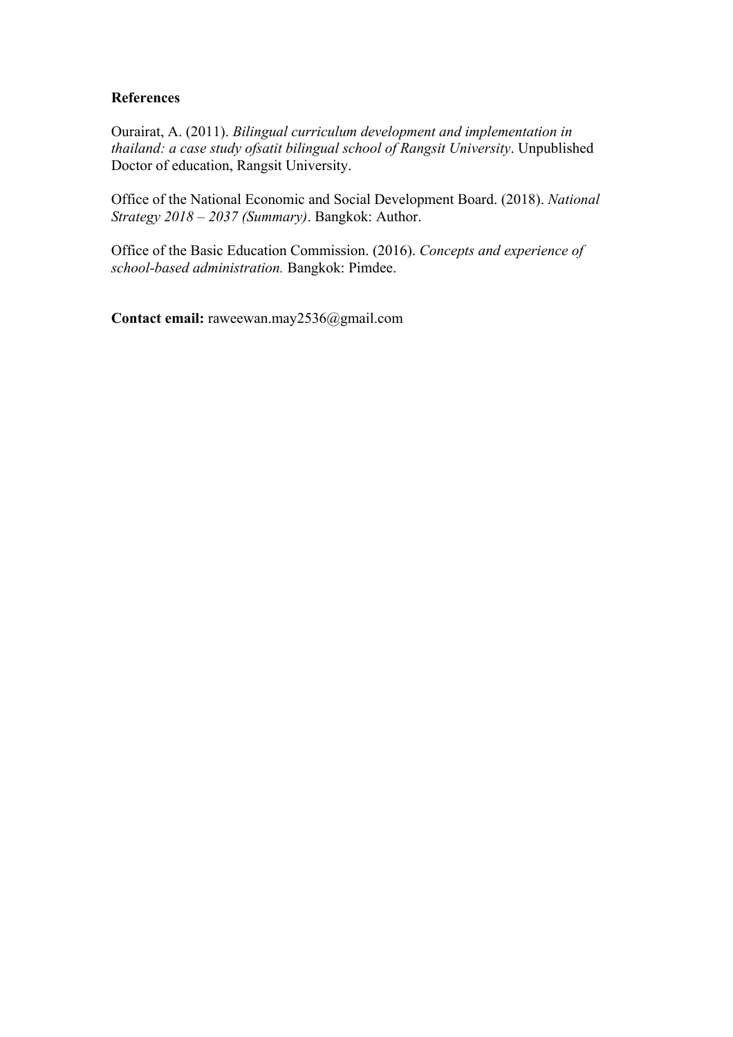**References**

Ourairat, A. (2011). *Bilingual curriculum development and implementation in thailand: a case study ofsatit bilingual school of Rangsit University*. Unpublished Doctor of education, Rangsit University.

Office of the National Economic and Social Development Board. (2018). *National Strategy 2018 – 2037 (Summary)*. Bangkok: Author.

Office of the Basic Education Commission. (2016). *Concepts and experience of school-based administration.* Bangkok: Pimdee.

**Contact email:** raweewan.may2536@gmail.com